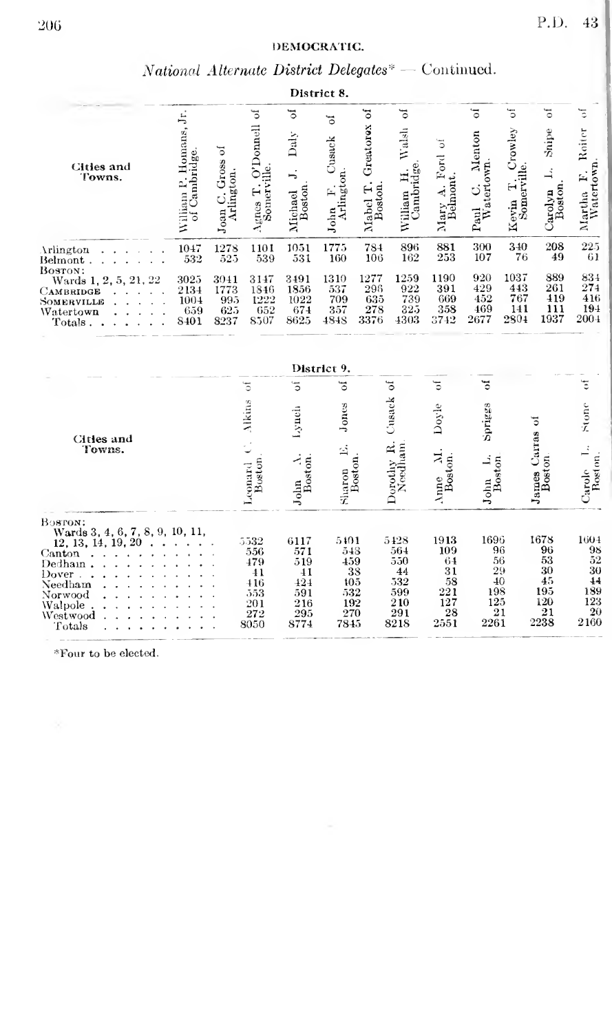## DEMOCRATIC.

### *National Alternate District Delegates** — Continued.

**District 8.**

| Cities and Towns. | William P. Homans, Jr. of Cambridge. | Joan C. Gross of Arlington. | Agnes T. O'Donnell of Somerville. | Michael J. Daly of Boston. | John F. Cusack of Arlington. | Mabel T. Greatorex of Boston. | William H. Walsh of Cambridge. | Mary A. Ford of Belmont. | Paul C. Menton of Watertown. | Kevin T. Crowley of Somerville. | Carolyn L. Snipe of Boston. | Martha F. Roiter of Watertown. |
|---|---|---|---|---|---|---|---|---|---|---|---|---|
| Arlington | 1047 | 1278 | 1101 | 1051 | 1775 | 784 | 896 | 881 | 300 | 340 | 208 | 225 |
| Belmont | 532 | 525 | 539 | 531 | 160 | 106 | 162 | 253 | 107 | 76 | 49 | 61 |
| BOSTON: | | | | | | | | | | | | |
| Wards 1, 2, 5, 21, 22 | 3025 | 3041 | 3147 | 3491 | 1310 | 1277 | 1259 | 1190 | 920 | 1037 | 889 | 834 |
| CAMBRIDGE | 2134 | 1773 | 1846 | 1856 | 537 | 296 | 922 | 391 | 429 | 443 | 261 | 274 |
| SOMERVILLE | 1004 | 995 | 1222 | 1022 | 709 | 635 | 739 | 669 | 452 | 767 | 419 | 416 |
| Watertown | 659 | 625 | 652 | 674 | 357 | 278 | 325 | 358 | 469 | 141 | 111 | 194 |
| Totals | 8401 | 8237 | 8507 | 8625 | 4848 | 3376 | 4303 | 3742 | 2677 | 2804 | 1937 | 2004 |

**District 9.**

| Cities and Towns. | Leonard C. Alkins of Boston. | John A. Lynch of Boston. | Sharon E. Jones of Boston. | Dorothy R. Cusack of Needham. | Anne M. Doyle of Boston. | John L. Spriggs of Boston | James Carras of Boston. | Carole L. Stone of Boston. |
|---|---|---|---|---|---|---|---|---|
| BOSTON: | | | | | | | | |
| Wards 3, 4, 6, 7, 8, 9, 10, 11, 12, 13, 14, 19, 20 | 5532 | 6117 | 5401 | 5428 | 1913 | 1696 | 1678 | 1604 |
| Canton | 556 | 571 | 548 | 564 | 109 | 96 | 96 | 98 |
| Dedham | 479 | 519 | 459 | 550 | 64 | 56 | 53 | 52 |
| Dover | 41 | 41 | 38 | 44 | 31 | 29 | 30 | 30 |
| Needham | 416 | 424 | 405 | 532 | 58 | 40 | 45 | 44 |
| Norwood | 553 | 591 | 532 | 599 | 221 | 198 | 195 | 189 |
| Walpole | 201 | 216 | 192 | 210 | 127 | 125 | 120 | 123 |
| Westwood | 272 | 295 | 270 | 291 | 28 | 21 | 21 | 20 |
| Totals | 8050 | 8774 | 7845 | 8218 | 2551 | 2261 | 2238 | 2160 |

*Four to be elected.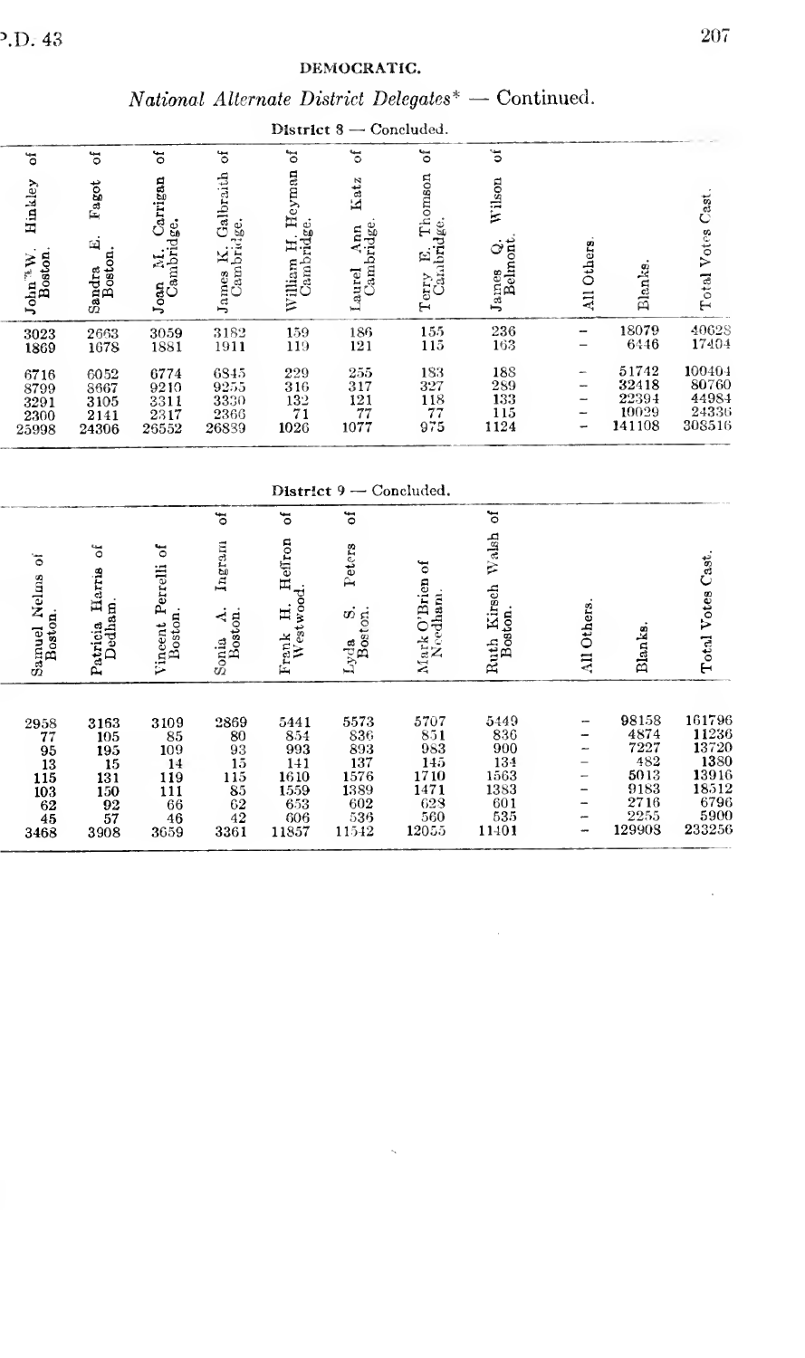## DEMOCRATIC.

### *National Alternate District Delegates** — Continued.

**District 8 — Concluded.**

| John W. Hinkley of Boston. | Sandra E. Fagot of Boston. | Joan M. Carrigan of Cambridge. | James K. Galbraith of Cambridge. | William H. Heyman of Cambridge. | Laurel Ann Katz of Cambridge. | Terry E. Thomson of Cambridge. | James Q. Wilson of Belmont. | All Others. | Blanks. | Total Votes Cast. |
|---|---|---|---|---|---|---|---|---|---|---|
| 3023 | 2663 | 3059 | 3182 | 159 | 186 | 155 | 236 | – | 18079 | 40628 |
| 1869 | 1678 | 1881 | 1911 | 119 | 121 | 115 | 163 | – | 6446 | 17404 |
| 6716 | 6052 | 6774 | 6845 | 229 | 255 | 183 | 188 | – | 51742 | 100404 |
| 8799 | 8667 | 9210 | 9255 | 316 | 317 | 327 | 289 | – | 32418 | 80760 |
| 3291 | 3105 | 3311 | 3330 | 132 | 121 | 118 | 133 | – | 22394 | 44984 |
| 2300 | 2141 | 2317 | 2366 | 71 | 77 | 77 | 115 | – | 10029 | 24336 |
| 25998 | 24306 | 26552 | 26889 | 1026 | 1077 | 975 | 1124 | – | 141108 | 308516 |

**District 9 — Concluded.**

| Samuel Nelms of Boston. | Patricia Harris of Dedham. | Vincent Perrelli of Boston. | Sonia A. Ingram of Boston. | Frank H. Heffron of Westwood. | Lyda S. Peters of Boston. | Mark O'Brien of Needham. | Ruth Kirsch Walsh of Boston. | All Others. | Blanks. | Total Votes Cast. |
|---|---|---|---|---|---|---|---|---|---|---|
| 2958 | 3163 | 3109 | 2869 | 5441 | 5573 | 5707 | 5449 | – | 98158 | 161796 |
| 77 | 105 | 85 | 80 | 854 | 836 | 851 | 836 | – | 4874 | 11236 |
| 95 | 195 | 109 | 93 | 993 | 893 | 983 | 900 | – | 7227 | 13720 |
| 13 | 15 | 14 | 15 | 141 | 137 | 145 | 134 | – | 482 | 1380 |
| 115 | 131 | 119 | 115 | 1610 | 1576 | 1710 | 1563 | – | 5013 | 13916 |
| 103 | 150 | 111 | 85 | 1559 | 1389 | 1471 | 1383 | – | 9183 | 18512 |
| 62 | 92 | 66 | 62 | 653 | 602 | 628 | 601 | – | 2716 | 6796 |
| 45 | 57 | 46 | 42 | 606 | 536 | 560 | 535 | – | 2255 | 5900 |
| 3468 | 3908 | 3659 | 3361 | 11857 | 11542 | 12055 | 11401 | – | 129908 | 233256 |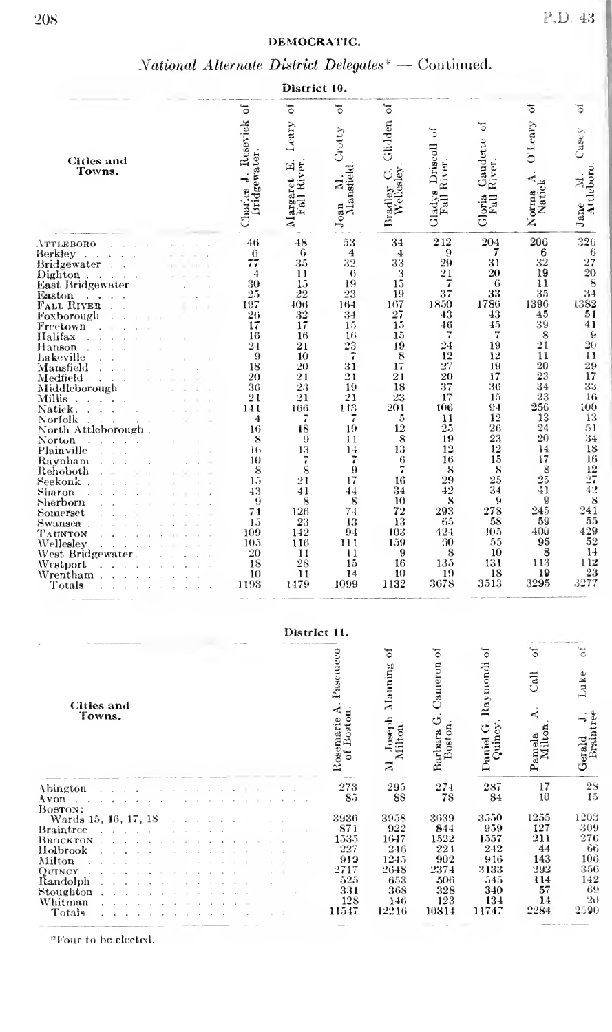## DEMOCRATIC.

### *National Alternate District Delegates** — Continued.

**District 10.**

| Cities and Towns. | Charles J. Resevick of Bridgewater. | Margaret E. Leary of Fall River. | Joan M. Crotty of Mansfield. | Bradley C. Glidden of Wellesley. | Gladys Driscoll of Fall River. | Gloria Gaudette of Fall River. | Norma A. O'Leary of Natick | Jane M. Casey of Attleboro. |
|---|---|---|---|---|---|---|---|---|
| ATTLEBORO | 46 | 48 | 53 | 34 | 212 | 204 | 206 | 326 |
| Berkley | 6 | 6 | 4 | 4 | 9 | 7 | 6 | 6 |
| Bridgewater | 77 | 35 | 32 | 33 | 29 | 31 | 32 | 27 |
| Dighton | 4 | 11 | 6 | 3 | 21 | 20 | 19 | 20 |
| East Bridgewater | 30 | 15 | 19 | 15 | 7 | 6 | 11 | 8 |
| Easton | 25 | 22 | 23 | 19 | 37 | 33 | 35 | 34 |
| FALL RIVER | 197 | 406 | 164 | 167 | 1850 | 1786 | 1396 | 1382 |
| Foxborough | 26 | 32 | 34 | 27 | 43 | 43 | 45 | 51 |
| Freetown | 17 | 17 | 15 | 15 | 46 | 45 | 39 | 41 |
| Halifax | 16 | 16 | 16 | 15 | 7 | 7 | 8 | 9 |
| Hanson | 24 | 21 | 23 | 19 | 24 | 19 | 21 | 20 |
| Lakeville | 9 | 10 | 7 | 8 | 12 | 12 | 11 | 11 |
| Mansfield | 18 | 20 | 31 | 17 | 27 | 19 | 20 | 29 |
| Medfield | 20 | 21 | 21 | 21 | 20 | 17 | 23 | 17 |
| Middleborough | 36 | 23 | 19 | 18 | 37 | 36 | 34 | 33 |
| Millis | 21 | 21 | 21 | 23 | 17 | 15 | 23 | 16 |
| Natick | 141 | 166 | 143 | 201 | 106 | 94 | 256 | 100 |
| Norfolk | 4 | 7 | 7 | 5 | 11 | 12 | 13 | 13 |
| North Attleborough | 16 | 18 | 19 | 12 | 25 | 26 | 24 | 51 |
| Norton | 8 | 9 | 11 | 8 | 19 | 23 | 20 | 34 |
| Plainville | 16 | 13 | 14 | 13 | 12 | 12 | 14 | 18 |
| Raynham | 10 | 7 | 7 | 6 | 16 | 15 | 17 | 16 |
| Rehoboth | 8 | 8 | 9 | 7 | 8 | 8 | 8 | 12 |
| Seekonk | 15 | 21 | 17 | 16 | 29 | 25 | 25 | 27 |
| Sharon | 43 | 41 | 44 | 34 | 42 | 34 | 41 | 42 |
| Sherborn | 9 | 8 | 8 | 10 | 8 | 9 | 9 | 8 |
| Somerset | 74 | 126 | 74 | 72 | 293 | 278 | 245 | 241 |
| Swansea | 15 | 23 | 13 | 13 | 65 | 58 | 59 | 55 |
| TAUNTON | 109 | 142 | 94 | 103 | 424 | 405 | 400 | 429 |
| Wellesley | 105 | 116 | 111 | 159 | 60 | 55 | 95 | 52 |
| West Bridgewater | 20 | 11 | 11 | 9 | 8 | 10 | 8 | 14 |
| Westport | 18 | 28 | 15 | 16 | 135 | 131 | 113 | 112 |
| Wrentham | 10 | 11 | 14 | 10 | 19 | 18 | 19 | 23 |
| Totals | 1193 | 1479 | 1099 | 1132 | 3678 | 3513 | 3295 | 3277 |

**District 11.**

| Cities and Towns. | Rosemarie A. Pascucco of Boston. | M. Joseph Manning of Milton. | Barbara G. Cameron of Boston. | Daniel G. Raymondi of Quincy. | Pamela A. Call of Milton. | Gerald J. Luke of Braintree |
|---|---|---|---|---|---|---|
| Abington | 273 | 295 | 274 | 287 | 17 | 28 |
| Avon | 85 | 88 | 78 | 84 | 10 | 15 |
| BOSTON: | | | | | | |
| Wards 15, 16, 17, 18 | 3936 | 3958 | 3639 | 3550 | 1255 | 1203 |
| Braintree | 871 | 922 | 844 | 959 | 127 | 309 |
| BROCKTON | 1535 | 1647 | 1522 | 1557 | 211 | 276 |
| Holbrook | 227 | 246 | 224 | 242 | 44 | 66 |
| Milton | 919 | 1245 | 902 | 916 | 143 | 106 |
| QUINCY | 2717 | 2648 | 2374 | 3133 | 292 | 356 |
| Randolph | 525 | 653 | 506 | 545 | 114 | 142 |
| Stoughton | 331 | 368 | 328 | 340 | 57 | 69 |
| Whitman | 128 | 146 | 123 | 134 | 14 | 20 |
| Totals | 11547 | 12216 | 10814 | 11747 | 2284 | 2590 |

*Four to be elected.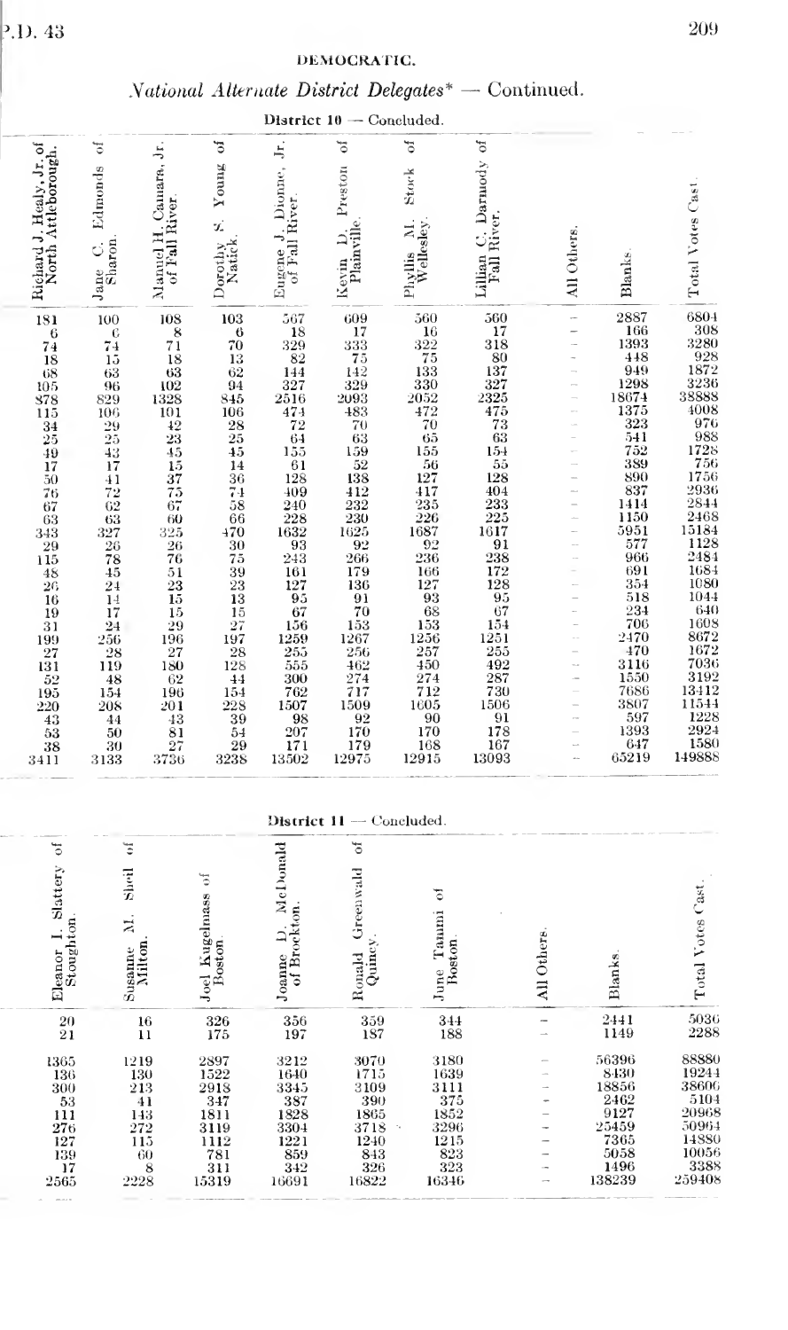## DEMOCRATIC.

### *National Alternate District Delegates** — Continued.

**District 10 — Concluded.**

| Richard J. Healy, Jr. of North Attleborough. | Jane C. Edmonds of Sharon. | Manuel H. Camara, Jr. of Fall River. | Dorothy S. Young of Natick. | Eugene J. Dionne, Jr. of Fall River. | Kevin D. Preston of Plainville. | Phyllis M. Stock of Wellesley. | Lillian C. Darmody of Fall River. | All Others. | Blanks. | Total Votes Cast. |
|---|---|---|---|---|---|---|---|---|---|---|
| 181 | 100 | 108 | 103 | 567 | 609 | 560 | 560 | – | 2887 | 6804 |
| 6 | 6 | 8 | 6 | 18 | 17 | 16 | 17 | – | 166 | 308 |
| 74 | 74 | 71 | 70 | 329 | 333 | 322 | 318 | – | 1393 | 3280 |
| 18 | 15 | 18 | 13 | 82 | 75 | 75 | 80 | – | 448 | 928 |
| 68 | 63 | 63 | 62 | 144 | 142 | 133 | 137 | – | 949 | 1872 |
| 105 | 96 | 102 | 94 | 327 | 329 | 330 | 327 | – | 1298 | 3236 |
| 878 | 829 | 1328 | 845 | 2516 | 2093 | 2052 | 2325 | – | 18674 | 38888 |
| 115 | 106 | 101 | 106 | 474 | 483 | 472 | 475 | – | 1375 | 4008 |
| 34 | 29 | 42 | 28 | 72 | 70 | 70 | 73 | – | 323 | 976 |
| 25 | 25 | 23 | 25 | 64 | 63 | 65 | 63 | – | 541 | 988 |
| 49 | 43 | 45 | 45 | 155 | 159 | 155 | 154 | – | 752 | 1728 |
| 17 | 17 | 15 | 14 | 61 | 52 | 56 | 55 | – | 389 | 756 |
| 50 | 41 | 37 | 36 | 128 | 138 | 127 | 128 | – | 890 | 1756 |
| 76 | 72 | 75 | 74 | 409 | 412 | 417 | 404 | – | 837 | 2936 |
| 67 | 62 | 67 | 58 | 240 | 232 | 235 | 233 | – | 1414 | 2844 |
| 63 | 63 | 60 | 66 | 228 | 230 | 226 | 225 | – | 1150 | 2468 |
| 343 | 327 | 325 | 470 | 1632 | 1625 | 1687 | 1617 | – | 5951 | 15184 |
| 29 | 26 | 26 | 30 | 93 | 92 | 92 | 91 | – | 577 | 1128 |
| 115 | 78 | 76 | 75 | 243 | 266 | 236 | 238 | – | 966 | 2484 |
| 48 | 45 | 51 | 39 | 161 | 179 | 166 | 172 | – | 691 | 1684 |
| 26 | 24 | 23 | 23 | 127 | 136 | 127 | 128 | – | 354 | 1080 |
| 16 | 14 | 15 | 13 | 95 | 91 | 93 | 95 | – | 518 | 1044 |
| 19 | 17 | 15 | 15 | 67 | 70 | 68 | 67 | – | 234 | 640 |
| 31 | 24 | 29 | 27 | 156 | 153 | 153 | 154 | – | 706 | 1608 |
| 199 | 256 | 196 | 197 | 1259 | 1267 | 1256 | 1251 | – | 2470 | 8672 |
| 27 | 28 | 27 | 28 | 255 | 256 | 257 | 255 | – | 470 | 1672 |
| 131 | 119 | 180 | 128 | 555 | 462 | 450 | 492 | – | 3116 | 7036 |
| 52 | 48 | 62 | 44 | 300 | 274 | 274 | 287 | – | 1550 | 3192 |
| 195 | 154 | 196 | 154 | 762 | 717 | 712 | 730 | – | 7686 | 13412 |
| 220 | 208 | 201 | 228 | 1507 | 1509 | 1605 | 1506 | – | 3807 | 11544 |
| 43 | 44 | 43 | 39 | 98 | 92 | 90 | 91 | – | 597 | 1228 |
| 53 | 50 | 81 | 54 | 207 | 170 | 170 | 178 | – | 1393 | 2924 |
| 38 | 30 | 27 | 29 | 171 | 179 | 168 | 167 | – | 647 | 1580 |
| 3411 | 3133 | 3736 | 3238 | 13502 | 12975 | 12915 | 13093 | – | 65219 | 149888 |

**District 11 — Concluded.**

| Eleanor I. Slattery of Stoughton. | Susanne M. Shell of Milton. | Joel Kugelmass of Boston. | Joanne D. McDonald of Brockton. | Ronald Greenwald of Quincy. | June Tammi of Boston. | All Others. | Blanks. | Total Votes Cast. |
|---|---|---|---|---|---|---|---|---|
| 20 | 16 | 326 | 356 | 359 | 344 | – | 2441 | 5036 |
| 21 | 11 | 175 | 197 | 187 | 188 | – | 1149 | 2288 |
| 1365 | 1219 | 2897 | 3212 | 3070 | 3180 | – | 56396 | 88880 |
| 136 | 130 | 1522 | 1640 | 1715 | 1639 | – | 8430 | 19244 |
| 300 | 213 | 2918 | 3345 | 3109 | 3111 | – | 18856 | 38600 |
| 53 | 41 | 347 | 387 | 390 | 375 | – | 2462 | 5104 |
| 111 | 143 | 1811 | 1828 | 1865 | 1852 | – | 9127 | 20968 |
| 276 | 272 | 3119 | 3304 | 3718 | 3296 | – | 25459 | 50964 |
| 127 | 115 | 1112 | 1221 | 1240 | 1215 | – | 7365 | 14880 |
| 139 | 60 | 781 | 859 | 843 | 823 | – | 5058 | 10056 |
| 17 | 8 | 311 | 342 | 326 | 323 | – | 1496 | 3388 |
| 2565 | 2228 | 15319 | 16691 | 16822 | 16346 | – | 138239 | 259408 |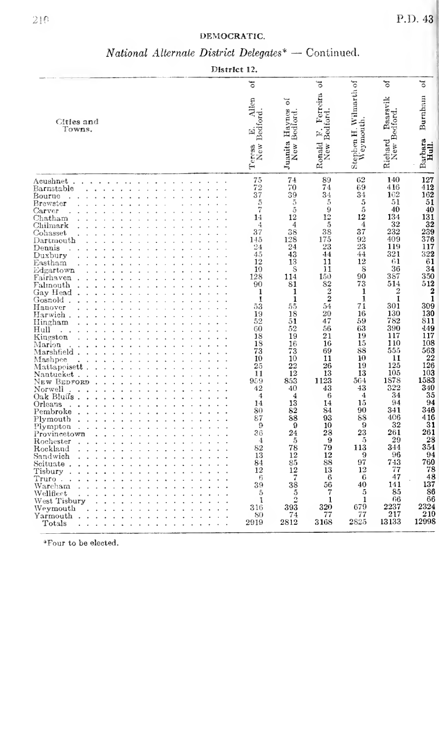## DEMOCRATIC.

### *National Alternate District Delegates\** — Continued.

**District 12.**

| Cities and Towns. | Teresa E. Allen of New Bedford. | Juanita Haynes of New Bedford. | Ronald F. Ferreira of New Bedford. | Stephen H. Wilmarth of Weymouth. | Richard Baarsvik of New Bedford. | Barbara Burnham of Hull. |
|---|---|---|---|---|---|---|
| Acushnet | 75 | 74 | 89 | 62 | 140 | 127 |
| Barnstable | 72 | 70 | 74 | 69 | 416 | 412 |
| Bourne | 37 | 39 | 34 | 34 | 162 | 162 |
| Brewster | 5 | 5 | 5 | 5 | 51 | 51 |
| Carver | 7 | 5 | 9 | 5 | 40 | 40 |
| Chatham | 14 | 12 | 12 | 12 | 134 | 131 |
| Chilmark | 4 | 4 | 5 | 4 | 32 | 32 |
| Cohasset | 37 | 38 | 38 | 37 | 232 | 239 |
| Dartmouth | 145 | 128 | 175 | 92 | 409 | 376 |
| Dennis | 24 | 24 | 23 | 23 | 119 | 117 |
| Duxbury | 45 | 43 | 44 | 44 | 321 | 322 |
| Eastham | 12 | 13 | 11 | 12 | 61 | 61 |
| Edgartown | 10 | 8 | 11 | 8 | 36 | 34 |
| Fairhaven | 128 | 114 | 150 | 90 | 387 | 350 |
| Falmouth | 90 | 81 | 82 | 73 | 514 | 512 |
| Gay Head | 1 | 1 | 2 | 1 | 2 | 2 |
| Gosnold | 1 | 1 | 2 | 1 | 1 | 1 |
| Hanover | 53 | 55 | 54 | 71 | 301 | 309 |
| Harwich | 19 | 18 | 20 | 16 | 130 | 130 |
| Hingham | 52 | 51 | 47 | 59 | 782 | 811 |
| Hull | 60 | 52 | 56 | 63 | 390 | 449 |
| Kingston | 18 | 19 | 21 | 19 | 117 | 117 |
| Marion | 18 | 16 | 16 | 15 | 110 | 108 |
| Marshfield | 73 | 73 | 69 | 88 | 555 | 563 |
| Mashpee | 10 | 10 | 11 | 10 | 11 | 22 |
| Mattapoisett | 25 | 22 | 26 | 19 | 125 | 126 |
| Nantucket | 11 | 12 | 13 | 13 | 105 | 103 |
| NEW BEDFORD | 959 | 853 | 1123 | 564 | 1878 | 1583 |
| Norwell | 42 | 40 | 43 | 43 | 322 | 340 |
| Oak Bluffs | 4 | 4 | 6 | 4 | 34 | 35 |
| Orleans | 14 | 13 | 14 | 15 | 94 | 94 |
| Pembroke | 80 | 82 | 84 | 90 | 341 | 346 |
| Plymouth | 87 | 88 | 93 | 88 | 406 | 416 |
| Plympton | 9 | 9 | 10 | 9 | 32 | 31 |
| Provincetown | 36 | 24 | 28 | 23 | 261 | 261 |
| Rochester | 4 | 5 | 9 | 5 | 29 | 28 |
| Rockland | 82 | 78 | 79 | 113 | 344 | 354 |
| Sandwich | 13 | 12 | 12 | 9 | 96 | 94 |
| Scituate | 84 | 85 | 88 | 97 | 743 | 760 |
| Tisbury | 12 | 12 | 13 | 12 | 77 | 78 |
| Truro | 6 | 7 | 6 | 6 | 47 | 48 |
| Wareham | 39 | 38 | 56 | 40 | 141 | 137 |
| Wellfleet | 5 | 5 | 7 | 5 | 85 | 86 |
| West Tisbury | 1 | 2 | 1 | 1 | 66 | 66 |
| Weymouth | 316 | 393 | 320 | 679 | 2237 | 2324 |
| Yarmouth | 80 | 74 | 77 | 77 | 217 | 210 |
| Totals | 2919 | 2812 | 3168 | 2825 | 13133 | 12998 |

\*Four to be elected.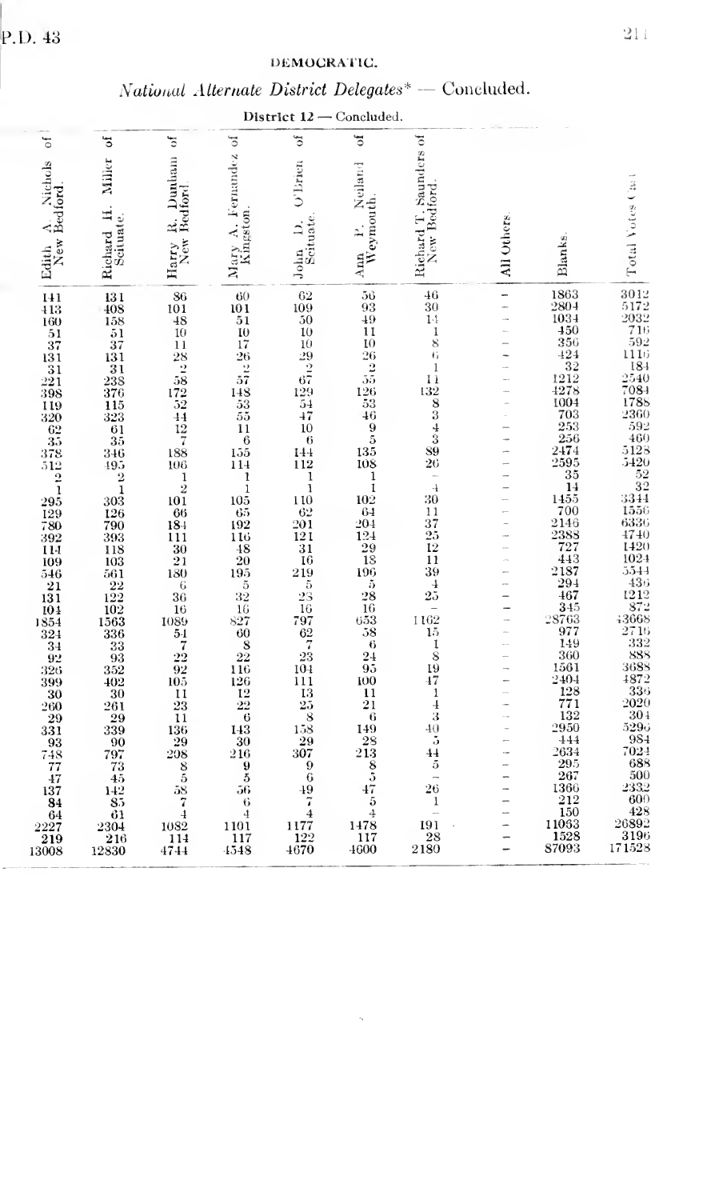DEMOCRATIC.

*National Alternate District Delegates** — Concluded.

**District 12 — Concluded.**

| Edith A. Nichols of New Bedford. | Richard H. Miller of Scituate. | Harry R. Dunham of New Bedford. | Mary A. Fernandez of Kingston. | John D. O'Brien of Scituate. | Ann P. Neiland of Weymouth. | Richard T. Saunders of New Bedford. | All Others. | Blanks. | Total Votes Cast. |
|---|---|---|---|---|---|---|---|---|---|
| 141 | 131 | 86 | 60 | 62 | 56 | 46 | – | 1863 | 3012 |
| 413 | 408 | 101 | 101 | 109 | 93 | 30 | – | 2804 | 5172 |
| 160 | 158 | 48 | 51 | 50 | 49 | 14 | – | 1034 | 2032 |
| 51 | 51 | 10 | 10 | 10 | 11 | 1 | – | 450 | 716 |
| 37 | 37 | 11 | 17 | 10 | 10 | 8 | – | 356 | 592 |
| 131 | 131 | 28 | 26 | 29 | 26 | 6 | – | 424 | 1116 |
| 31 | 31 | 2 | 2 | 2 | 2 | 1 | – | 32 | 184 |
| 221 | 238 | 58 | 57 | 67 | 55 | 11 | – | 1212 | 2540 |
| 398 | 376 | 172 | 148 | 129 | 126 | 132 | – | 4278 | 7084 |
| 119 | 115 | 52 | 53 | 54 | 53 | 8 | – | 1004 | 1788 |
| 320 | 323 | 44 | 55 | 47 | 46 | 3 | – | 703 | 2360 |
| 62 | 61 | 12 | 11 | 10 | 9 | 4 | – | 253 | 592 |
| 35 | 35 | 7 | 6 | 6 | 5 | 3 | – | 256 | 460 |
| 378 | 346 | 188 | 155 | 144 | 135 | 89 | – | 2474 | 5128 |
| 512 | 495 | 106 | 114 | 112 | 108 | 26 | – | 2595 | 5420 |
| 2 | 2 | 1 | 1 | 1 | 1 | – | – | 35 | 52 |
| 1 | 1 | 2 | 1 | 1 | 1 | 4 | – | 14 | 32 |
| 295 | 303 | 101 | 105 | 110 | 102 | 30 | – | 1455 | 3344 |
| 129 | 126 | 66 | 65 | 62 | 64 | 11 | – | 700 | 1556 |
| 780 | 790 | 184 | 192 | 201 | 204 | 37 | – | 2146 | 6336 |
| 392 | 393 | 111 | 116 | 121 | 124 | 25 | – | 2388 | 4740 |
| 114 | 118 | 30 | 48 | 31 | 29 | 12 | – | 727 | 1420 |
| 109 | 103 | 21 | 20 | 16 | 18 | 11 | – | 443 | 1024 |
| 546 | 561 | 180 | 195 | 219 | 196 | 39 | – | 2187 | 5544 |
| 21 | 22 | 6 | 5 | 5 | 5 | 4 | – | 294 | 436 |
| 131 | 122 | 36 | 32 | 23 | 28 | 25 | – | 467 | 1212 |
| 104 | 102 | 16 | 16 | 16 | 16 | – | – | 345 | 872 |
| 1854 | 1563 | 1089 | 827 | 797 | 653 | 1162 | – | 28763 | 43668 |
| 324 | 336 | 54 | 60 | 62 | 58 | 15 | – | 977 | 2716 |
| 34 | 33 | 7 | 8 | 7 | 6 | 1 | – | 149 | 332 |
| 92 | 93 | 22 | 22 | 23 | 24 | 8 | – | 360 | 888 |
| 326 | 352 | 92 | 116 | 104 | 95 | 19 | – | 1561 | 3688 |
| 399 | 402 | 105 | 126 | 111 | 100 | 47 | – | 2404 | 4872 |
| 30 | 30 | 11 | 12 | 13 | 11 | 1 | – | 128 | 336 |
| 260 | 261 | 23 | 22 | 25 | 21 | 4 | – | 771 | 2020 |
| 29 | 29 | 11 | 6 | 8 | 6 | 3 | – | 132 | 304 |
| 331 | 339 | 136 | 143 | 158 | 149 | 40 | – | 2950 | 5296 |
| 93 | 90 | 29 | 30 | 29 | 28 | 5 | – | 444 | 984 |
| 748 | 797 | 208 | 216 | 307 | 213 | 44 | – | 2634 | 7024 |
| 77 | 73 | 8 | 9 | 9 | 8 | 5 | – | 295 | 688 |
| 47 | 45 | 5 | 5 | 6 | 5 | – | – | 267 | 500 |
| 137 | 142 | 58 | 56 | 49 | 47 | 26 | – | 1366 | 2332 |
| 84 | 85 | 7 | 6 | 7 | 5 | 1 | – | 212 | 600 |
| 64 | 61 | 4 | 4 | 4 | 4 | – | – | 150 | 428 |
| 2227 | 2304 | 1082 | 1101 | 1177 | 1478 | 191 | – | 11063 | 26892 |
| 219 | 216 | 114 | 117 | 122 | 117 | 28 | – | 1528 | 3196 |
| 13008 | 12830 | 4744 | 4548 | 4670 | 4600 | 2180 | – | 87093 | 171528 |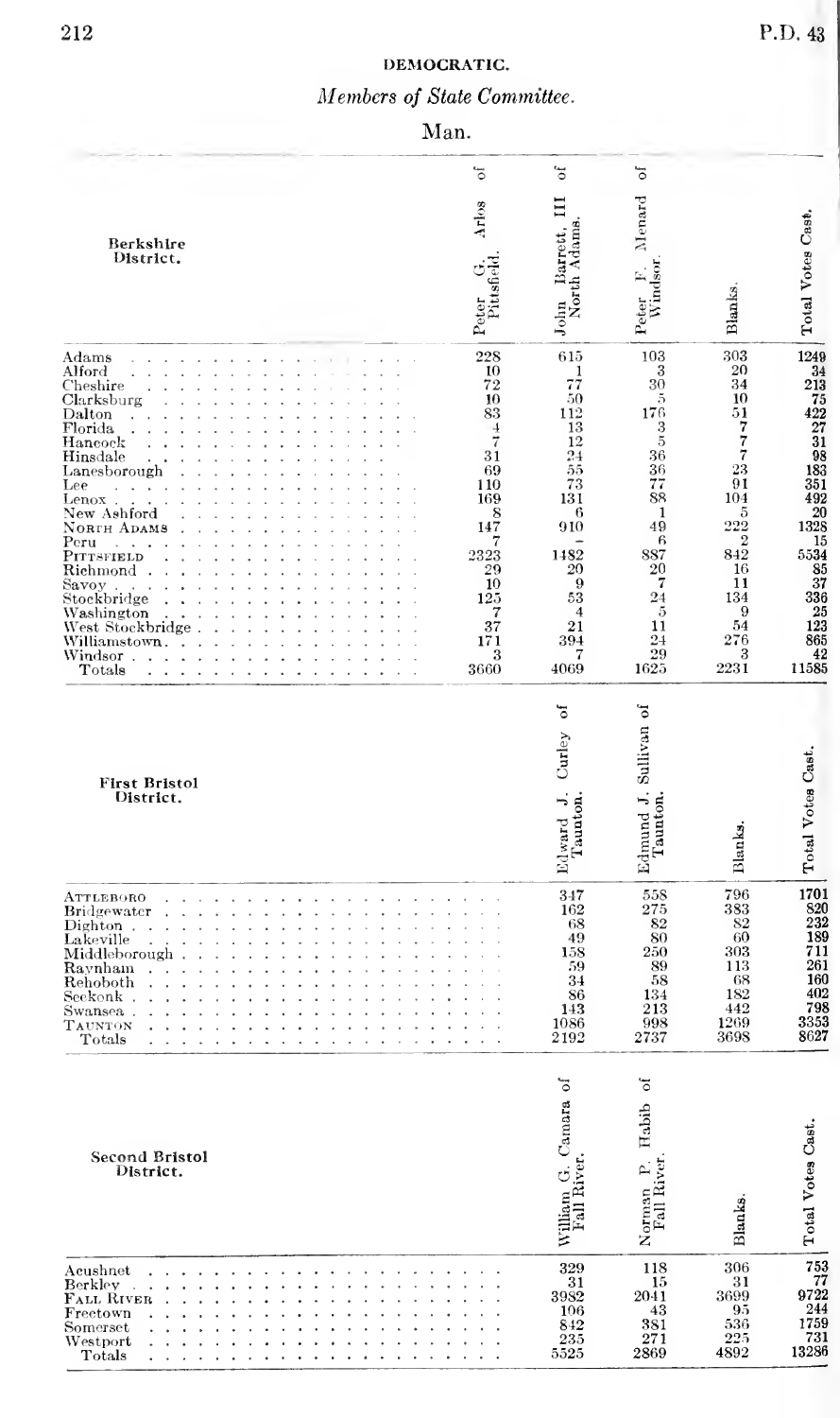## DEMOCRATIC.

### *Members of State Committee.*

### Man.

| Berkshire District. | Peter G. Arlos of Pittsfield. | John Barrett, III of North Adams. | Peter F. Menard of Windsor. | Blanks. | Total Votes Cast. |
|---|---|---|---|---|---|
| Adams | 228 | 615 | 103 | 303 | 1249 |
| Alford | 10 | 1 | 3 | 20 | 34 |
| Cheshire | 72 | 77 | 30 | 34 | 213 |
| Clarksburg | 10 | 50 | 5 | 10 | 75 |
| Dalton | 83 | 112 | 176 | 51 | 422 |
| Florida | 4 | 13 | 3 | 7 | 27 |
| Hancock | 7 | 12 | 5 | 7 | 31 |
| Hinsdale | 31 | 24 | 36 | 7 | 98 |
| Lanesborough | 69 | 55 | 36 | 23 | 183 |
| Lee | 110 | 73 | 77 | 91 | 351 |
| Lenox | 169 | 131 | 88 | 104 | 492 |
| New Ashford | 8 | 6 | 1 | 5 | 20 |
| NORTH ADAMS | 147 | 910 | 49 | 222 | 1328 |
| Peru | 7 | - | 6 | 2 | 15 |
| PITTSFIELD | 2323 | 1482 | 887 | 842 | 5534 |
| Richmond | 29 | 20 | 20 | 16 | 85 |
| Savoy | 10 | 9 | 7 | 11 | 37 |
| Stockbridge | 125 | 53 | 24 | 134 | 336 |
| Washington | 7 | 4 | 5 | 9 | 25 |
| West Stockbridge | 37 | 21 | 11 | 54 | 123 |
| Williamstown | 171 | 394 | 24 | 276 | 865 |
| Windsor | 3 | 7 | 29 | 3 | 42 |
| Totals | 3660 | 4069 | 1625 | 2231 | 11585 |

| First Bristol District. | Edward J. Curley of Taunton. | Edmund J. Sullivan of Taunton. | Blanks. | Total Votes Cast. |
|---|---|---|---|---|
| ATTLEBORO | 347 | 558 | 796 | 1701 |
| Bridgewater | 162 | 275 | 383 | 820 |
| Dighton | 68 | 82 | 82 | 232 |
| Lakeville | 49 | 80 | 60 | 189 |
| Middleborough | 158 | 250 | 303 | 711 |
| Raynham | 59 | 89 | 113 | 261 |
| Rehoboth | 34 | 58 | 68 | 160 |
| Seekonk | 86 | 134 | 182 | 402 |
| Swansea | 143 | 213 | 442 | 798 |
| TAUNTON | 1086 | 998 | 1269 | 3353 |
| Totals | 2192 | 2737 | 3698 | 8627 |

| Second Bristol District. | William G. Camara of Fall River. | Norman P. Habib of Fall River. | Blanks. | Total Votes Cast. |
|---|---|---|---|---|
| Acushnet | 329 | 118 | 306 | 753 |
| Berkley | 31 | 15 | 31 | 77 |
| FALL RIVER | 3982 | 2041 | 3699 | 9722 |
| Freetown | 106 | 43 | 95 | 244 |
| Somerset | 842 | 381 | 536 | 1759 |
| Westport | 235 | 271 | 225 | 731 |
| Totals | 5525 | 2869 | 4892 | 13286 |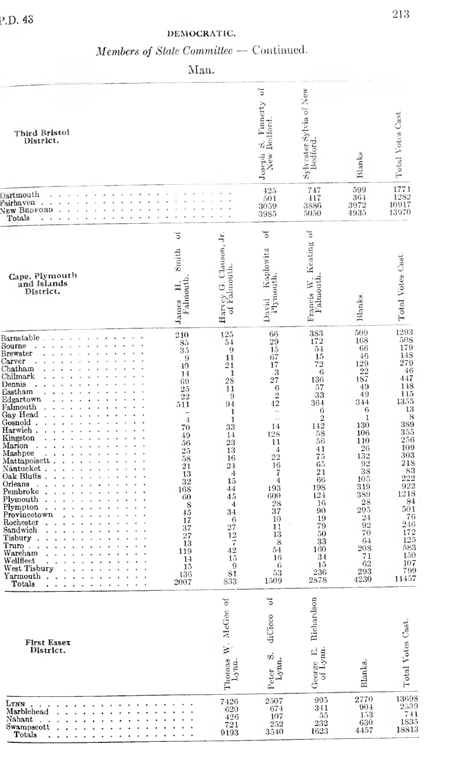## DEMOCRATIC.

*Members of State Committee* — Continued.

Man.

| Third Bristol District. | Joseph S. Finnerty of New Bedford. | Sylvester Sylvia of New Bedford. | Blanks | Total Votes Cast. |
|---|---|---|---|---|
| Dartmouth | 425 | 747 | 599 | 1771 |
| Fairhaven | 501 | 417 | 364 | 1282 |
| NEW BEDFORD | 3059 | 3886 | 3972 | 10917 |
| Totals | 3985 | 5050 | 4935 | 13970 |

| Cape, Plymouth and Islands District. | James H. Smith of Falmouth. | Harvey G. Clauson, Jr. of Falmouth. | David Kaplowitz of Plymouth. | Francis W. Keating of Falmouth. | Blanks. | Total Votes Cast. |
|---|---|---|---|---|---|---|
| Barnstable | 210 | 125 | 66 | 383 | 509 | 1293 |
| Bourne | 85 | 54 | 29 | 172 | 168 | 508 |
| Brewster | 35 | 9 | 15 | 54 | 66 | 179 |
| Carver | 9 | 11 | 67 | 15 | 46 | 148 |
| Chatham | 40 | 21 | 17 | 72 | 129 | 279 |
| Chilmark | 14 | 1 | 3 | 6 | 22 | 46 |
| Dennis | 69 | 28 | 27 | 136 | 187 | 447 |
| Eastham | 25 | 11 | 6 | 57 | 49 | 148 |
| Edgartown | 22 | 9 | 2 | 33 | 49 | 115 |
| Falmouth | 511 | 94 | 42 | 364 | 344 | 1355 |
| Gay Head | – | 1 | – | 6 | 6 | 13 |
| Gosnold | 4 | 1 | – | 2 | 1 | 8 |
| Harwich | 70 | 33 | 14 | 142 | 130 | 389 |
| Kingston | 49 | 14 | 128 | 58 | 106 | 355 |
| Marion | 56 | 23 | 11 | 56 | 110 | 256 |
| Mashpee | 25 | 13 | 4 | 41 | 26 | 109 |
| Mattapoisett | 58 | 16 | 22 | 75 | 132 | 303 |
| Nantucket | 21 | 24 | 16 | 65 | 92 | 218 |
| Oak Bluffs | 13 | 4 | 7 | 21 | 38 | 83 |
| Orleans | 32 | 15 | 4 | 66 | 105 | 222 |
| Pembroke | 168 | 44 | 193 | 198 | 319 | 922 |
| Plymouth | 60 | 45 | 600 | 124 | 389 | 1218 |
| Plympton | 8 | 4 | 28 | 16 | 28 | 84 |
| Provincetown | 45 | 34 | 37 | 90 | 295 | 501 |
| Rochester | 17 | 6 | 10 | 19 | 24 | 76 |
| Sandwich | 37 | 27 | 11 | 79 | 92 | 246 |
| Tisbury | 27 | 12 | 13 | 50 | 70 | 172 |
| Truro | 13 | 7 | 8 | 33 | 64 | 125 |
| Wareham | 119 | 42 | 54 | 160 | 208 | 583 |
| Wellfleet | 14 | 15 | 16 | 34 | 71 | 150 |
| West Tisbury | 15 | 9 | 6 | 15 | 62 | 107 |
| Yarmouth | 136 | 81 | 53 | 236 | 293 | 799 |
| Totals | 2007 | 833 | 1509 | 2878 | 4230 | 11457 |

| First Essex District. | Thomas W. McGee of Lynn. | Peter S. diCicco of Lynn. | George E. Richardson of Lynn. | Blanks. | Total Votes Cast. |
|---|---|---|---|---|---|
| LYNN | 7426 | 2507 | 995 | 2770 | 13698 |
| Marblehead | 620 | 674 | 341 | 904 | 2539 |
| Nahant | 426 | 107 | 55 | 153 | 741 |
| Swampscott | 721 | 252 | 232 | 630 | 1835 |
| Totals | 9193 | 3540 | 1623 | 4457 | 18813 |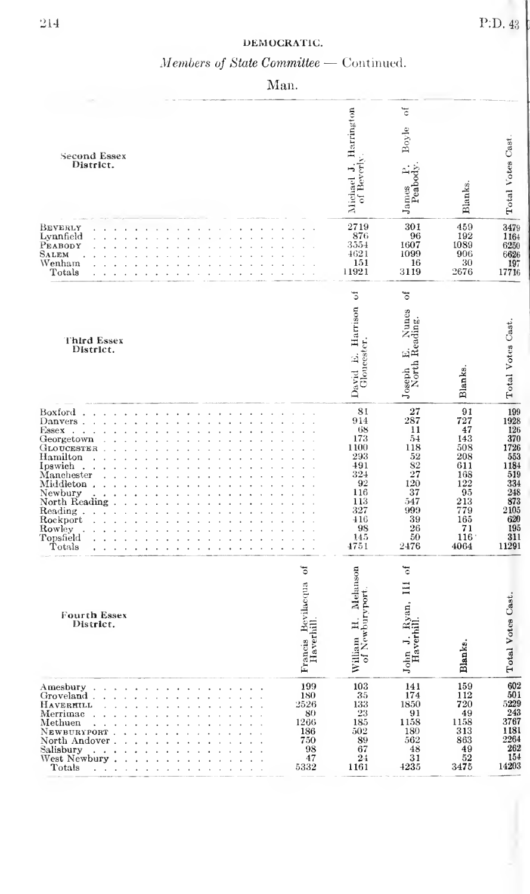## DEMOCRATIC.

*Members of State Committee* — Continued.

### Man.

| Second Essex District. | Michael J. Harrington of Beverly. | James P. Boyle of Peabody. | Blanks. | Total Votes Cast. |
|---|---|---|---|---|
| Beverly | 2719 | 301 | 459 | 3479 |
| Lynnfield | 876 | 96 | 192 | 1164 |
| Peabody | 3554 | 1607 | 1089 | 6250 |
| Salem | 4621 | 1099 | 906 | 6626 |
| Wenham | 151 | 16 | 30 | 197 |
| Totals | 11921 | 3119 | 2676 | 17716 |

| Third Essex District. | David E. Harrison of Gloucester. | Joseph E. Nunes of North Reading. | Blanks. | Total Votes Cast. |
|---|---|---|---|---|
| Boxford | 81 | 27 | 91 | 199 |
| Danvers | 914 | 287 | 727 | 1928 |
| Essex | 68 | 11 | 47 | 126 |
| Georgetown | 173 | 54 | 143 | 370 |
| Gloucester | 1100 | 118 | 508 | 1726 |
| Hamilton | 293 | 52 | 208 | 553 |
| Ipswich | 491 | 82 | 611 | 1184 |
| Manchester | 324 | 27 | 168 | 519 |
| Middleton | 92 | 120 | 122 | 334 |
| Newbury | 116 | 37 | 95 | 248 |
| North Reading | 113 | 547 | 213 | 873 |
| Reading | 327 | 999 | 779 | 2105 |
| Rockport | 416 | 39 | 165 | 620 |
| Rowley | 98 | 26 | 71 | 195 |
| Topsfield | 145 | 50 | 116 | 311 |
| Totals | 4751 | 2476 | 4064 | 11291 |

| Fourth Essex District. | Francis Bevilacqua of Haverhill. | William H. Melanson of Newburyport. | John J. Ryan, III of Haverhill. | Blanks. | Total Votes Cast. |
|---|---|---|---|---|---|
| Amesbury | 199 | 103 | 141 | 159 | 602 |
| Groveland | 180 | 35 | 174 | 112 | 501 |
| Haverhill | 2526 | 133 | 1850 | 720 | 5229 |
| Merrimac | 80 | 23 | 91 | 49 | 243 |
| Methuen | 1266 | 185 | 1158 | 1158 | 3767 |
| Newburyport | 186 | 502 | 180 | 313 | 1181 |
| North Andover | 750 | 89 | 562 | 863 | 2264 |
| Salisbury | 98 | 67 | 48 | 49 | 262 |
| West Newbury | 47 | 24 | 31 | 52 | 154 |
| Totals | 5332 | 1161 | 4235 | 3475 | 14203 |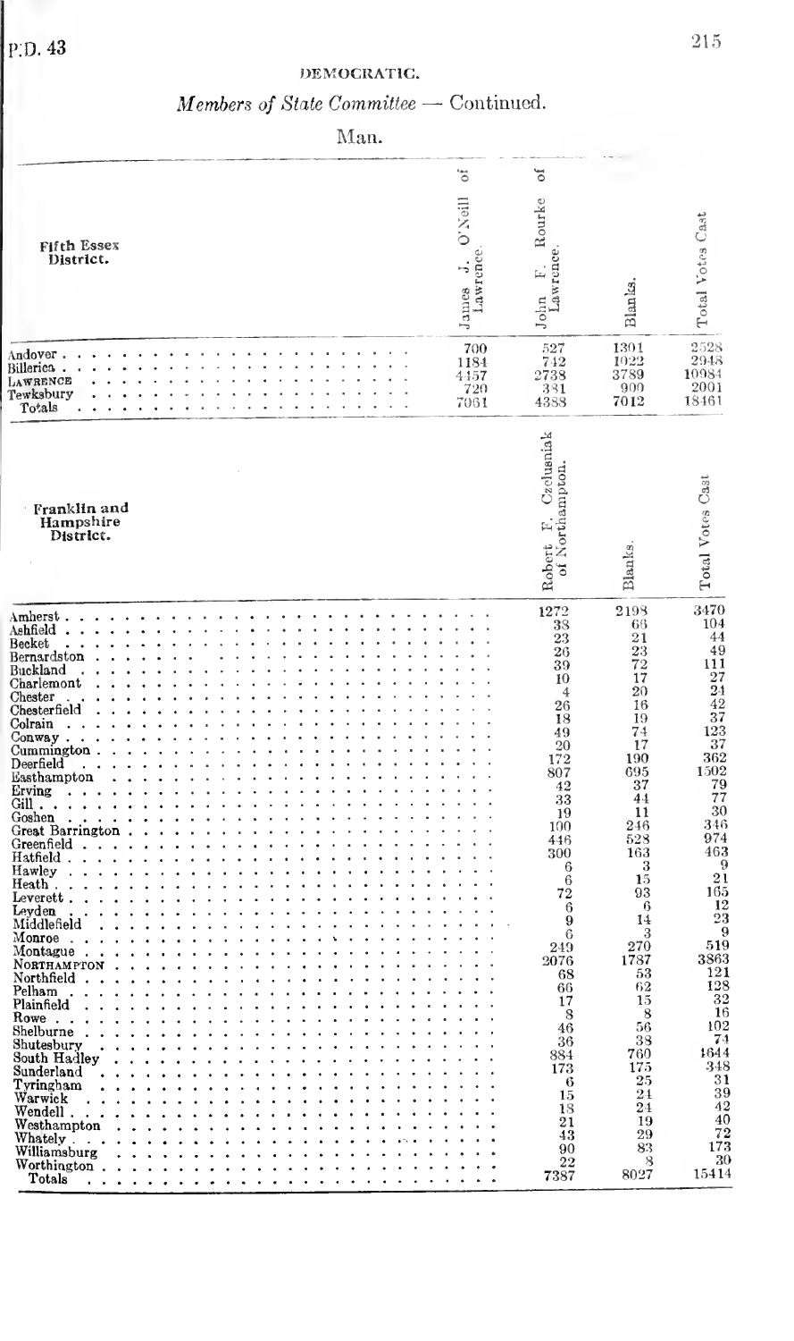DEMOCRATIC.

*Members of State Committee* — Continued.

Man.

| Fifth Essex District. | James J. O'Neill of Lawrence. | John F. Rourke of Lawrence. | Blanks. | Total Votes Cast |
|---|---|---|---|---|
| Andover | 700 | 527 | 1301 | 2528 |
| Billerica | 1184 | 742 | 1022 | 2948 |
| LAWRENCE | 4457 | 2738 | 3789 | 10984 |
| Tewksbury | 720 | 381 | 900 | 2001 |
| Totals | 7061 | 4388 | 7012 | 18461 |

| Franklin and Hampshire District. | Robert F. Czelusniak of Northampton. | Blanks. | Total Votes Cast |
|---|---|---|---|
| Amherst | 1272 | 2198 | 3470 |
| Ashfield | 38 | 66 | 104 |
| Becket | 23 | 21 | 44 |
| Bernardston | 26 | 23 | 49 |
| Buckland | 39 | 72 | 111 |
| Charlemont | 10 | 17 | 27 |
| Chester | 4 | 20 | 24 |
| Chesterfield | 26 | 16 | 42 |
| Colrain | 18 | 19 | 37 |
| Conway | 49 | 74 | 123 |
| Cummington | 20 | 17 | 37 |
| Deerfield | 172 | 190 | 362 |
| Easthampton | 807 | 695 | 1502 |
| Erving | 42 | 37 | 79 |
| Gill | 33 | 44 | 77 |
| Goshen | 19 | 11 | 30 |
| Great Barrington | 100 | 246 | 346 |
| Greenfield | 446 | 528 | 974 |
| Hatfield | 300 | 163 | 463 |
| Hawley | 6 | 3 | 9 |
| Heath | 6 | 15 | 21 |
| Leverett | 72 | 93 | 165 |
| Leyden | 6 | 6 | 12 |
| Middlefield | 9 | 14 | 23 |
| Monroe | 6 | 3 | 9 |
| Montague | 249 | 270 | 519 |
| NORTHAMPTON | 2076 | 1787 | 3863 |
| Northfield | 68 | 53 | 121 |
| Pelham | 66 | 62 | 128 |
| Plainfield | 17 | 15 | 32 |
| Rowe | 8 | 8 | 16 |
| Shelburne | 46 | 56 | 102 |
| Shutesbury | 36 | 38 | 74 |
| South Hadley | 884 | 760 | 1644 |
| Sunderland | 173 | 175 | 348 |
| Tyringham | 6 | 25 | 31 |
| Warwick | 15 | 24 | 39 |
| Wendell | 18 | 24 | 42 |
| Westhampton | 21 | 19 | 40 |
| Whately | 43 | 29 | 72 |
| Williamsburg | 90 | 83 | 173 |
| Worthington | 22 | 8 | 30 |
| Totals | 7387 | 8027 | 15414 |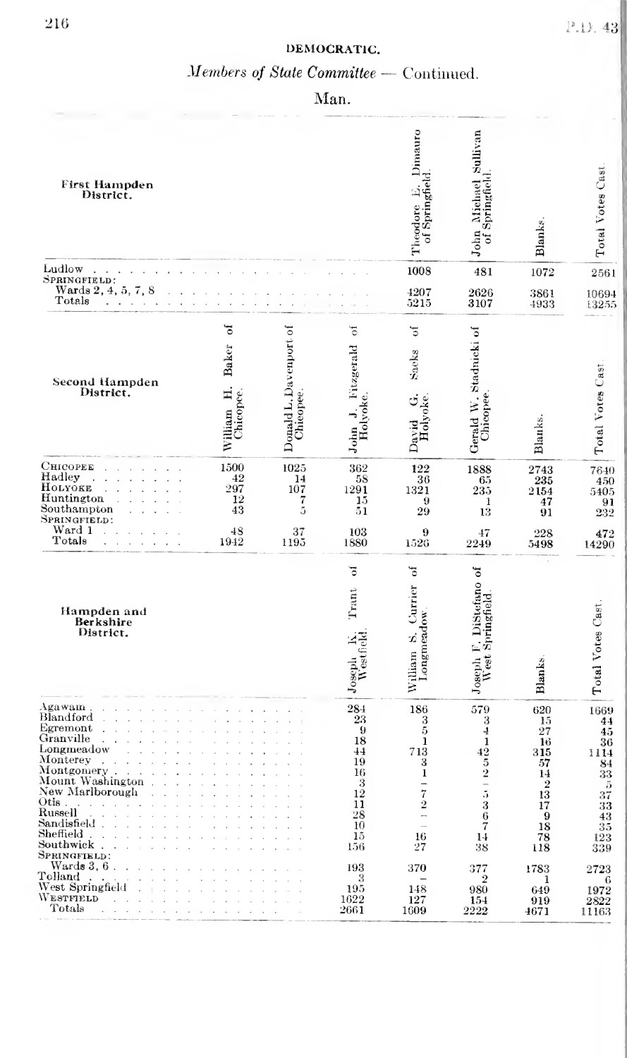## DEMOCRATIC.

*Members of State Committee — Continued.*

Man.

| First Hampden District. | Theodore E. Dimauro of Springfield. | John Michael Sullivan of Springfield. | Blanks. | Total Votes Cast. |
|---|---|---|---|---|
| Ludlow | 1008 | 481 | 1072 | 2561 |
| SPRINGFIELD: | | | | |
| Wards 2, 4, 5, 7, 8 | 4207 | 2626 | 3861 | 10694 |
| Totals | 5215 | 3107 | 4933 | 13255 |

| Second Hampden District. | William H. Baker of Chicopee. | Donald L. Davenport of Chicopee. | John J. Fitzgerald of Holyoke. | David G. Sacks of Holyoke. | Gerald W. Stadnicki of Chicopee. | Blanks. | Total Votes Cast. |
|---|---|---|---|---|---|---|---|
| CHICOPEE | 1500 | 1025 | 362 | 122 | 1888 | 2743 | 7640 |
| Hadley | 42 | 14 | 58 | 36 | 65 | 235 | 450 |
| HOLYOKE | 297 | 107 | 1291 | 1321 | 235 | 2154 | 5405 |
| Huntington | 12 | 7 | 15 | 9 | 1 | 47 | 91 |
| Southampton | 43 | 5 | 51 | 29 | 13 | 91 | 232 |
| SPRINGFIELD: | | | | | | | |
| Ward 1 | 48 | 37 | 103 | 9 | 47 | 228 | 472 |
| Totals | 1942 | 1195 | 1880 | 1526 | 2249 | 5498 | 14290 |

| Hampden and Berkshire District. | Joseph K. Trant of Westfield. | William S. Currier of Longmeadow. | Joseph F. DiStefano of West Springfield. | Blanks. | Total Votes Cast. |
|---|---|---|---|---|---|
| Agawam | 284 | 186 | 579 | 620 | 1669 |
| Blandford | 23 | 3 | 3 | 15 | 44 |
| Egremont | 9 | 5 | 4 | 27 | 45 |
| Granville | 18 | 1 | 1 | 16 | 36 |
| Longmeadow | 44 | 713 | 42 | 315 | 1114 |
| Monterey | 19 | 3 | 5 | 57 | 84 |
| Montgomery | 16 | 1 | 2 | 14 | 33 |
| Mount Washington | 3 | – | – | 2 | 5 |
| New Marlborough | 12 | 7 | 5 | 13 | 37 |
| Otis | 11 | 2 | 3 | 17 | 33 |
| Russell | 28 | – | 6 | 9 | 43 |
| Sandisfield | 10 | – | 7 | 18 | 35 |
| Sheffield | 15 | 16 | 14 | 78 | 123 |
| Southwick | 156 | 27 | 38 | 118 | 339 |
| SPRINGFIELD: | | | | | |
| Wards 3, 6 | 193 | 370 | 377 | 1783 | 2723 |
| Tolland | 3 | – | 2 | 1 | 6 |
| West Springfield | 195 | 148 | 980 | 649 | 1972 |
| WESTFIELD | 1622 | 127 | 154 | 919 | 2822 |
| Totals | 2661 | 1609 | 2222 | 4671 | 11163 |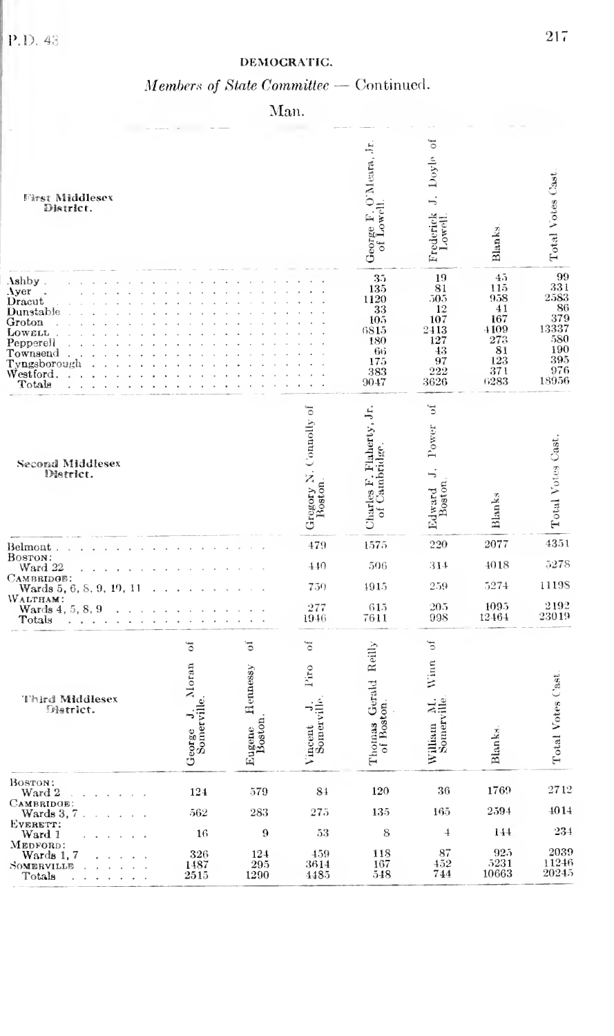## DEMOCRATIC.

*Members of State Committee* — Continued.

Man.

| First Middlesex District. | George F. O'Meara, Jr. of Lowell. | Frederick J. Doyle of Lowell. | Blanks. | Total Votes Cast. |
|---|---|---|---|---|
| Ashby | 35 | 19 | 45 | 99 |
| Ayer | 135 | 81 | 115 | 331 |
| Dracut | 1120 | 505 | 958 | 2583 |
| Dunstable | 33 | 12 | 41 | 86 |
| Groton | 105 | 107 | 167 | 379 |
| LOWELL | 6815 | 2413 | 4109 | 13337 |
| Pepperell | 180 | 127 | 273 | 580 |
| Townsend | 66 | 43 | 81 | 190 |
| Tyngsborough | 175 | 97 | 123 | 395 |
| Westford | 383 | 222 | 371 | 976 |
| Totals | 9047 | 3626 | 6283 | 18956 |

| Second Middlesex District. | Gregory N. Connolly of Boston. | Charles F. Flaherty, Jr. of Cambridge. | Edward J. Power of Boston. | Blanks | Total Votes Cast. |
|---|---|---|---|---|---|
| Belmont | 479 | 1575 | 220 | 2077 | 4351 |
| BOSTON: Ward 22 | 440 | 506 | 314 | 4018 | 5278 |
| CAMBRIDGE: Wards 5, 6, 8, 9, 10, 11 | 750 | 1915 | 259 | 5274 | 11198 |
| WALTHAM: Wards 4, 5, 8, 9 | 277 | 615 | 205 | 1095 | 2192 |
| Totals | 1946 | 7611 | 998 | 12464 | 23019 |

| Third Middlesex District. | George J. Moran of Somerville. | Eugene Hennessy of Boston. | Vincent J. Piro of Somerville. | Thomas Gerald Reilly of Boston. | William M. Winn of Somerville. | Blanks. | Total Votes Cast. |
|---|---|---|---|---|---|---|---|
| BOSTON: Ward 2 | 124 | 579 | 84 | 120 | 36 | 1769 | 2712 |
| CAMBRIDGE: Wards 3, 7 | 562 | 283 | 275 | 135 | 165 | 2594 | 4014 |
| EVERETT: Ward 1 | 16 | 9 | 53 | 8 | 4 | 144 | 234 |
| MEDFORD: Wards 1, 7 | 326 | 124 | 459 | 118 | 87 | 925 | 2039 |
| SOMERVILLE | 1487 | 295 | 3614 | 167 | 452 | 5231 | 11246 |
| Totals | 2515 | 1290 | 4485 | 548 | 744 | 10663 | 20245 |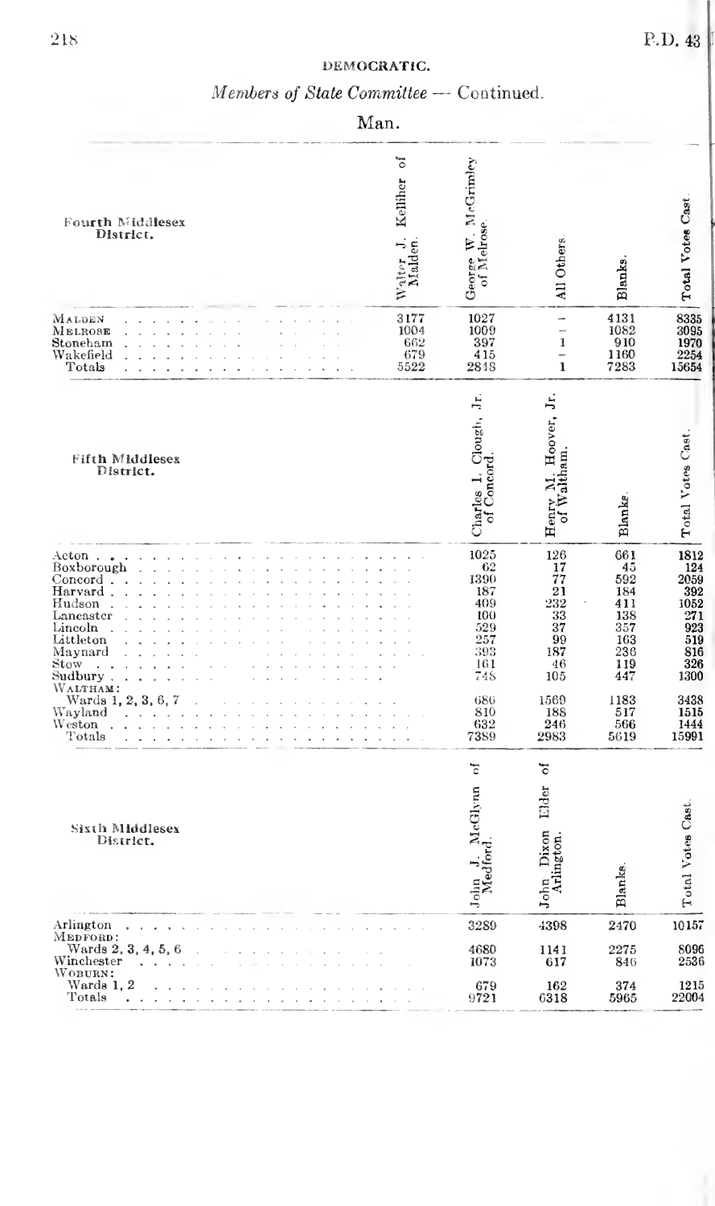DEMOCRATIC.

*Members of State Committee* — Continued.

Man.

| Fourth Middlesex District. | Walter J. Kelliher of Malden. | George W. McGrimley of Melrose. | All Others. | Blanks. | Total Votes Cast. |
|---|---|---|---|---|---|
| MALDEN | 3177 | 1027 | - | 4131 | 8335 |
| MELROSE | 1004 | 1009 | - | 1082 | 3095 |
| Stoneham | 662 | 397 | 1 | 910 | 1970 |
| Wakefield | 679 | 415 | - | 1160 | 2254 |
| Totals | 5522 | 2848 | 1 | 7283 | 15654 |

| Fifth Middlesex District. | Charles I. Clough, Jr. of Concord. | Henry M. Hoover, Jr. of Waltham. | Blanks. | Total Votes Cast. |
|---|---|---|---|---|
| Acton | 1025 | 126 | 661 | 1812 |
| Boxborough | 62 | 17 | 45 | 124 |
| Concord | 1390 | 77 | 592 | 2059 |
| Harvard | 187 | 21 | 184 | 392 |
| Hudson | 409 | 232 | 411 | 1052 |
| Lancaster | 100 | 33 | 138 | 271 |
| Lincoln | 529 | 37 | 357 | 923 |
| Littleton | 257 | 99 | 163 | 519 |
| Maynard | 393 | 187 | 236 | 816 |
| Stow | 161 | 46 | 119 | 326 |
| Sudbury | 748 | 105 | 447 | 1300 |
| WALTHAM: | | | | |
| Wards 1, 2, 3, 6, 7 | 686 | 1569 | 1183 | 3438 |
| Wayland | 810 | 188 | 517 | 1515 |
| Weston | 632 | 246 | 566 | 1444 |
| Totals | 7389 | 2983 | 5619 | 15991 |

| Sixth Middlesex District. | John J. McGlynn of Medford. | John Dixon Elder of Arlington. | Blanks. | Total Votes Cast. |
|---|---|---|---|---|
| Arlington | 3289 | 4398 | 2470 | 10157 |
| MEDFORD: | | | | |
| Wards 2, 3, 4, 5, 6 | 4680 | 1141 | 2275 | 8096 |
| Winchester | 1073 | 617 | 846 | 2536 |
| WOBURN: | | | | |
| Wards 1, 2 | 679 | 162 | 374 | 1215 |
| Totals | 9721 | 6318 | 5965 | 22004 |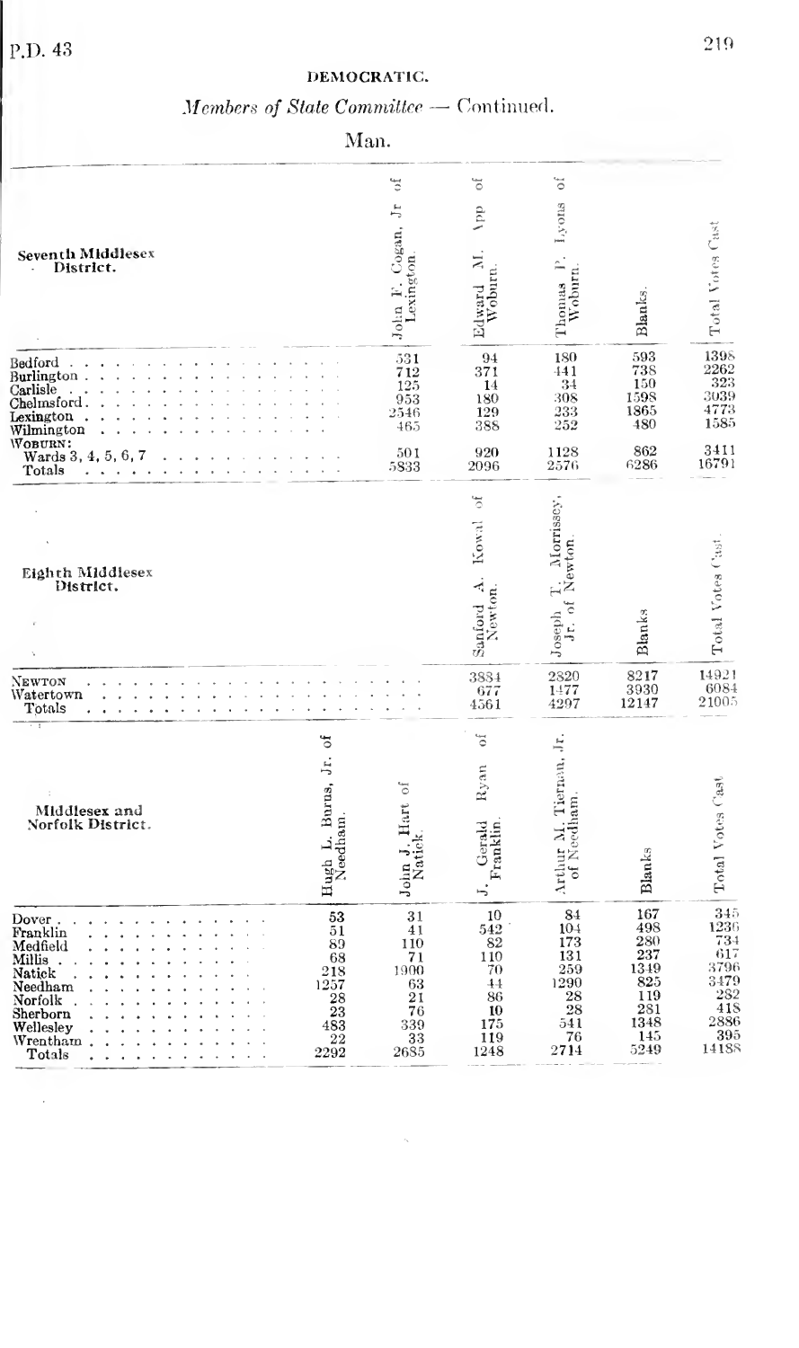## DEMOCRATIC.

*Members of State Committee — Continued.*

Man.

| Seventh Middlesex District. | John F. Cogan, Jr. of Lexington. | Edward M. App of Woburn. | Thomas P. Lyons of Woburn. | Blanks. | Total Votes Cast. |
|---|---|---|---|---|---|
| Bedford | 531 | 94 | 180 | 593 | 1398 |
| Burlington | 712 | 371 | 441 | 738 | 2262 |
| Carlisle | 125 | 14 | 34 | 150 | 323 |
| Chelmsford | 953 | 180 | 308 | 1598 | 3039 |
| Lexington | 2546 | 129 | 233 | 1865 | 4773 |
| Wilmington | 465 | 388 | 252 | 480 | 1585 |
| WOBURN: | | | | | |
| Wards 3, 4, 5, 6, 7 | 501 | 920 | 1128 | 862 | 3411 |
| Totals | 5833 | 2096 | 2576 | 6286 | 16791 |

| Eighth Middlesex District. | Sanford A. Kowal of Newton. | Joseph T. Morrissey, Jr. of Newton. | Blanks. | Total Votes Cast. |
|---|---|---|---|---|
| NEWTON | 3884 | 2820 | 8217 | 14921 |
| Watertown | 677 | 1477 | 3930 | 6084 |
| Totals | 4561 | 4297 | 12147 | 21005 |

| Middlesex and Norfolk District. | Hugh L. Burns, Jr. of Needham. | John J. Hart of Natick. | J. Gerald Ryan of Franklin. | Arthur M. Tiernan, Jr. of Needham. | Blanks. | Total Votes Cast. |
|---|---|---|---|---|---|---|
| Dover | 53 | 31 | 10 | 84 | 167 | 345 |
| Franklin | 51 | 41 | 542 | 104 | 498 | 1236 |
| Medfield | 89 | 110 | 82 | 173 | 280 | 734 |
| Millis | 68 | 71 | 110 | 131 | 237 | 617 |
| Natick | 218 | 1900 | 70 | 259 | 1349 | 3796 |
| Needham | 1257 | 63 | 44 | 1290 | 825 | 3479 |
| Norfolk | 28 | 21 | 86 | 28 | 119 | 282 |
| Sherborn | 23 | 76 | 10 | 28 | 281 | 418 |
| Wellesley | 483 | 339 | 175 | 541 | 1348 | 2886 |
| Wrentham | 22 | 33 | 119 | 76 | 145 | 395 |
| Totals | 2292 | 2685 | 1248 | 2714 | 5249 | 14188 |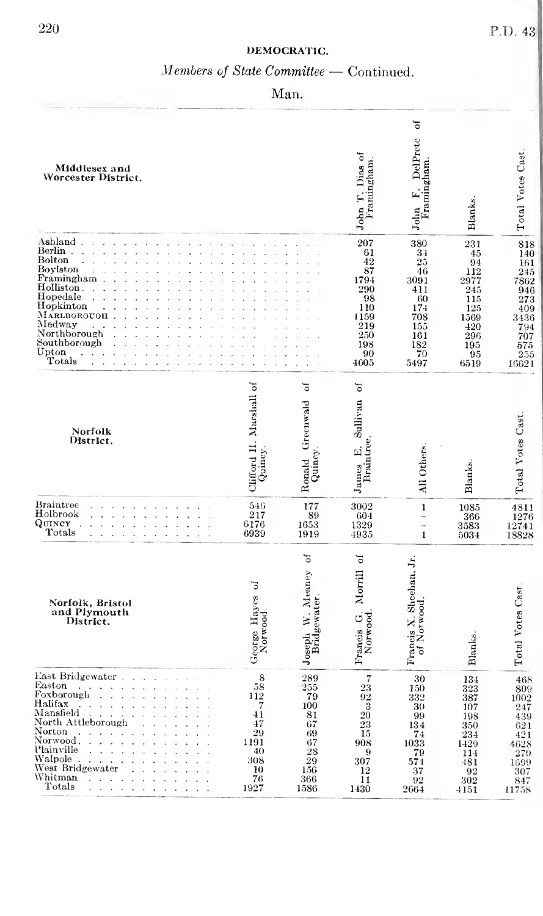## DEMOCRATIC.

*Members of State Committee* — Continued.

Man.

| Middlesex and Worcester District. | John T. Dias of Framingham. | John F. DelPrete of Framingham. | Blanks. | Total Votes Cast. |
|---|---|---|---|---|
| Ashland | 207 | 380 | 231 | 818 |
| Berlin | 61 | 34 | 45 | 140 |
| Bolton | 42 | 25 | 94 | 161 |
| Boylston | 87 | 46 | 112 | 245 |
| Framingham | 1794 | 3091 | 2977 | 7862 |
| Holliston | 290 | 411 | 245 | 946 |
| Hopedale | 98 | 60 | 115 | 273 |
| Hopkinton | 110 | 174 | 125 | 409 |
| MARLBOROUGH | 1159 | 708 | 1569 | 3436 |
| Medway | 219 | 155 | 420 | 794 |
| Northborough | 250 | 161 | 296 | 707 |
| Southborough | 198 | 182 | 195 | 575 |
| Upton | 90 | 70 | 95 | 255 |
| Totals | 4605 | 5497 | 6519 | 16621 |

| Norfolk District. | Clifford H. Marshall of Quincy. | Ronald Greenwald of Quincy. | James E. Sullivan of Braintree. | All Others. | Blanks. | Total Votes Cast. |
|---|---|---|---|---|---|---|
| Braintree | 546 | 177 | 3002 | 1 | 1085 | 4811 |
| Holbrook | 217 | 89 | 604 | – | 366 | 1276 |
| QUINCY | 6176 | 1653 | 1329 | – | 3583 | 12741 |
| Totals | 6939 | 1919 | 4935 | 1 | 5034 | 18828 |

| Norfolk, Bristol and Plymouth District. | George Hayes of Norwood. | Joseph W. Meaney of Bridgewater. | Francis G. Morrill of Norwood. | Francis X. Sheehan, Jr. of Norwood. | Blanks. | Total Votes Cast. |
|---|---|---|---|---|---|---|
| East Bridgewater | 8 | 289 | 7 | 30 | 134 | 468 |
| Easton | 58 | 255 | 23 | 150 | 323 | 809 |
| Foxborough | 112 | 79 | 92 | 332 | 387 | 1002 |
| Halifax | 7 | 100 | 3 | 30 | 107 | 247 |
| Mansfield | 41 | 81 | 20 | 99 | 198 | 439 |
| North Attleborough | 47 | 67 | 23 | 134 | 350 | 621 |
| Norton | 29 | 69 | 15 | 74 | 234 | 421 |
| Norwood | 1191 | 67 | 908 | 1033 | 1429 | 4628 |
| Plainville | 40 | 28 | 9 | 79 | 114 | 270 |
| Walpole | 308 | 29 | 307 | 574 | 481 | 1699 |
| West Bridgewater | 10 | 156 | 12 | 37 | 92 | 307 |
| Whitman | 76 | 366 | 11 | 92 | 302 | 847 |
| Totals | 1927 | 1586 | 1430 | 2664 | 4151 | 11758 |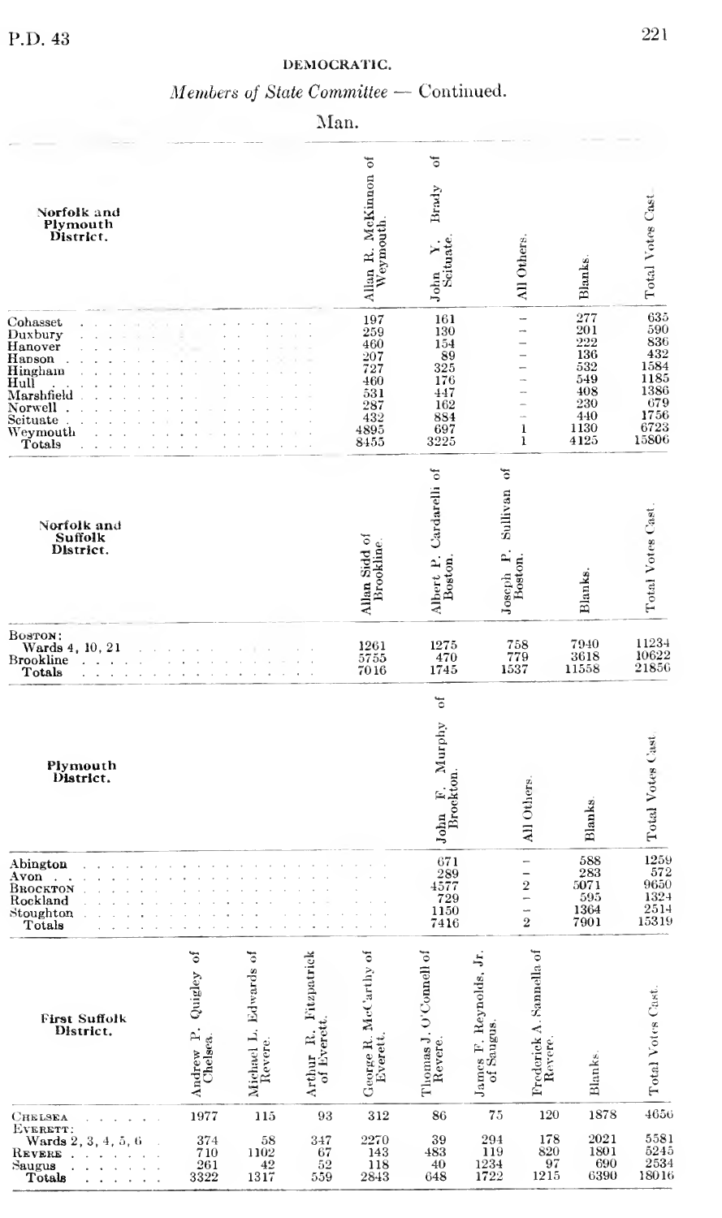## DEMOCRATIC.

*Members of State Committee — Continued.*

Man.

| Norfolk and Plymouth District. | Allan R. McKinnon of Weymouth. | John Y. Brady of Scituate. | All Others. | Blanks. | Total Votes Cast. |
|---|---|---|---|---|---|
| Cohasset | 197 | 161 | – | 277 | 635 |
| Duxbury | 259 | 130 | – | 201 | 590 |
| Hanover | 460 | 154 | – | 222 | 836 |
| Hanson | 207 | 89 | – | 136 | 432 |
| Hingham | 727 | 325 | – | 532 | 1584 |
| Hull | 460 | 176 | – | 549 | 1185 |
| Marshfield | 531 | 447 | – | 408 | 1386 |
| Norwell | 287 | 162 | – | 230 | 679 |
| Scituate | 432 | 884 | – | 440 | 1756 |
| Weymouth | 4895 | 697 | 1 | 1130 | 6723 |
| Totals | 8455 | 3225 | 1 | 4125 | 15806 |

| Norfolk and Suffolk District. | Allan Sidd of Brookline. | Albert P. Cardarelli of Boston. | Joseph P. Sullivan of Boston. | Blanks. | Total Votes Cast. |
|---|---|---|---|---|---|
| BOSTON: | | | | | |
| Wards 4, 10, 21 | 1261 | 1275 | 758 | 7940 | 11234 |
| Brookline | 5755 | 470 | 779 | 3618 | 10622 |
| Totals | 7016 | 1745 | 1537 | 11558 | 21856 |

| Plymouth District. | John F. Murphy of Brockton. | All Others. | Blanks. | Total Votes Cast. |
|---|---|---|---|---|
| Abington | 671 | – | 588 | 1259 |
| Avon | 289 | – | 283 | 572 |
| BROCKTON | 4577 | 2 | 5071 | 9650 |
| Rockland | 729 | – | 595 | 1324 |
| Stoughton | 1150 | – | 1364 | 2514 |
| Totals | 7416 | 2 | 7901 | 15319 |

| First Suffolk District. | Andrew P. Quigley of Chelsea. | Michael L. Edwards of Revere. | Arthur R. Fitzpatrick of Everett. | George R. McCarthy of Everett. | Thomas J. O'Connell of Revere. | James F. Reynolds, Jr. of Saugus. | Frederick A. Sannella of Revere. | Blanks. | Total Votes Cast. |
|---|---|---|---|---|---|---|---|---|---|
| CHELSEA | 1977 | 115 | 93 | 312 | 86 | 75 | 120 | 1878 | 4656 |
| EVERETT: | | | | | | | | | |
| Wards 2, 3, 4, 5, 6 | 374 | 58 | 347 | 2270 | 39 | 294 | 178 | 2021 | 5581 |
| REVERE | 710 | 1102 | 67 | 143 | 483 | 119 | 820 | 1801 | 5245 |
| Saugus | 261 | 42 | 52 | 118 | 40 | 1234 | 97 | 690 | 2534 |
| Totals | 3322 | 1317 | 559 | 2843 | 648 | 1722 | 1215 | 6390 | 18016 |